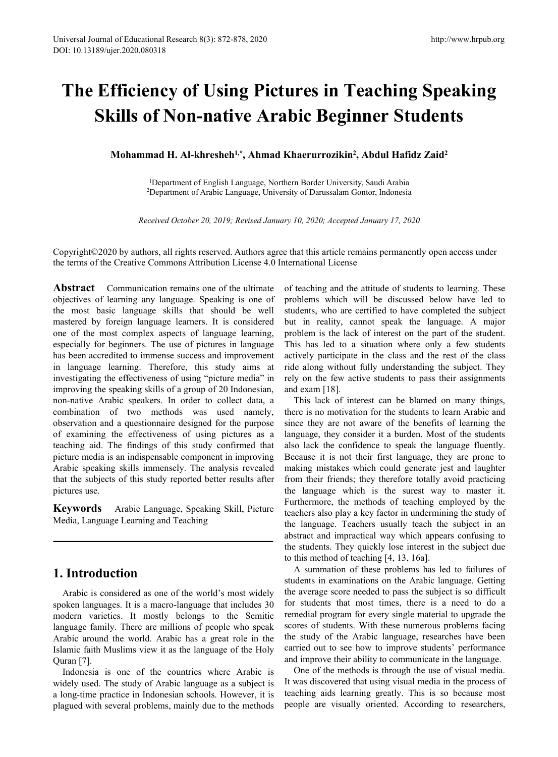# The Efficiency of Using Pictures in Teaching Speaking Skills of Non-native Arabic Beginner Students

**Mohammad H. Al-khresheh[1,*], Ahmad Khaerurrozikin[2], Abdul Hafidz Zaid[2]**

[1]Department of English Language, Northern Border University, Saudi Arabia
[2]Department of Arabic Language, University of Darussalam Gontor, Indonesia

*Received October 20, 2019; Revised January 10, 2020; Accepted January 17, 2020*

Copyright©2020 by authors, all rights reserved. Authors agree that this article remains permanently open access under the terms of the Creative Commons Attribution License 4.0 International License

**Abstract** Communication remains one of the ultimate objectives of learning any language. Speaking is one of the most basic language skills that should be well mastered by foreign language learners. It is considered one of the most complex aspects of language learning, especially for beginners. The use of pictures in language has been accredited to immense success and improvement in language learning. Therefore, this study aims at investigating the effectiveness of using "picture media" in improving the speaking skills of a group of 20 Indonesian, non-native Arabic speakers. In order to collect data, a combination of two methods was used namely, observation and a questionnaire designed for the purpose of examining the effectiveness of using pictures as a teaching aid. The findings of this study confirmed that picture media is an indispensable component in improving Arabic speaking skills immensely. The analysis revealed that the subjects of this study reported better results after pictures use.

**Keywords** Arabic Language, Speaking Skill, Picture Media, Language Learning and Teaching

## 1. Introduction

Arabic is considered as one of the world's most widely spoken languages. It is a macro-language that includes 30 modern varieties. It mostly belongs to the Semitic language family. There are millions of people who speak Arabic around the world. Arabic has a great role in the Islamic faith Muslims view it as the language of the Holy Quran [7].

Indonesia is one of the countries where Arabic is widely used. The study of Arabic language as a subject is a long-time practice in Indonesian schools. However, it is plagued with several problems, mainly due to the methods of teaching and the attitude of students to learning. These problems which will be discussed below have led to students, who are certified to have completed the subject but in reality, cannot speak the language. A major problem is the lack of interest on the part of the student. This has led to a situation where only a few students actively participate in the class and the rest of the class ride along without fully understanding the subject. They rely on the few active students to pass their assignments and exam [18].

This lack of interest can be blamed on many things, there is no motivation for the students to learn Arabic and since they are not aware of the benefits of learning the language, they consider it a burden. Most of the students also lack the confidence to speak the language fluently. Because it is not their first language, they are prone to making mistakes which could generate jest and laughter from their friends; they therefore totally avoid practicing the language which is the surest way to master it. Furthermore, the methods of teaching employed by the teachers also play a key factor in undermining the study of the language. Teachers usually teach the subject in an abstract and impractical way which appears confusing to the students. They quickly lose interest in the subject due to this method of teaching [4, 13, 16a].

A summation of these problems has led to failures of students in examinations on the Arabic language. Getting the average score needed to pass the subject is so difficult for students that most times, there is a need to do a remedial program for every single material to upgrade the scores of students. With these numerous problems facing the study of the Arabic language, researches have been carried out to see how to improve students' performance and improve their ability to communicate in the language.

One of the methods is through the use of visual media. It was discovered that using visual media in the process of teaching aids learning greatly. This is so because most people are visually oriented. According to researchers,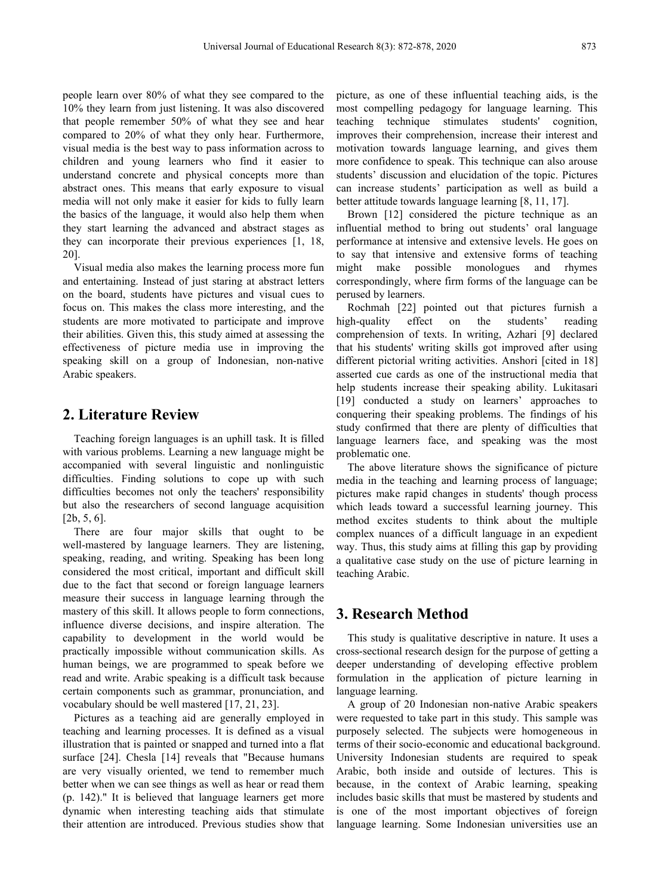people learn over 80% of what they see compared to the 10% they learn from just listening. It was also discovered that people remember 50% of what they see and hear compared to 20% of what they only hear. Furthermore, visual media is the best way to pass information across to children and young learners who find it easier to understand concrete and physical concepts more than abstract ones. This means that early exposure to visual media will not only make it easier for kids to fully learn the basics of the language, it would also help them when they start learning the advanced and abstract stages as they can incorporate their previous experiences [1, 18, 20].

Visual media also makes the learning process more fun and entertaining. Instead of just staring at abstract letters on the board, students have pictures and visual cues to focus on. This makes the class more interesting, and the students are more motivated to participate and improve their abilities. Given this, this study aimed at assessing the effectiveness of picture media use in improving the speaking skill on a group of Indonesian, non-native Arabic speakers.

## 2. Literature Review

Teaching foreign languages is an uphill task. It is filled with various problems. Learning a new language might be accompanied with several linguistic and nonlinguistic difficulties. Finding solutions to cope up with such difficulties becomes not only the teachers' responsibility but also the researchers of second language acquisition [2b, 5, 6].

There are four major skills that ought to be well-mastered by language learners. They are listening, speaking, reading, and writing. Speaking has been long considered the most critical, important and difficult skill due to the fact that second or foreign language learners measure their success in language learning through the mastery of this skill. It allows people to form connections, influence diverse decisions, and inspire alteration. The capability to development in the world would be practically impossible without communication skills. As human beings, we are programmed to speak before we read and write. Arabic speaking is a difficult task because certain components such as grammar, pronunciation, and vocabulary should be well mastered [17, 21, 23].

Pictures as a teaching aid are generally employed in teaching and learning processes. It is defined as a visual illustration that is painted or snapped and turned into a flat surface [24]. Chesla [14] reveals that "Because humans are very visually oriented, we tend to remember much better when we can see things as well as hear or read them (p. 142)." It is believed that language learners get more dynamic when interesting teaching aids that stimulate their attention are introduced. Previous studies show that picture, as one of these influential teaching aids, is the most compelling pedagogy for language learning. This teaching technique stimulates students' cognition, improves their comprehension, increase their interest and motivation towards language learning, and gives them more confidence to speak. This technique can also arouse students' discussion and elucidation of the topic. Pictures can increase students' participation as well as build a better attitude towards language learning [8, 11, 17].

Brown [12] considered the picture technique as an influential method to bring out students' oral language performance at intensive and extensive levels. He goes on to say that intensive and extensive forms of teaching might make possible monologues and rhymes correspondingly, where firm forms of the language can be perused by learners.

Rochmah [22] pointed out that pictures furnish a high-quality effect on the students' reading comprehension of texts. In writing, Azhari [9] declared that his students' writing skills got improved after using different pictorial writing activities. Anshori [cited in 18] asserted cue cards as one of the instructional media that help students increase their speaking ability. Lukitasari [19] conducted a study on learners' approaches to conquering their speaking problems. The findings of his study confirmed that there are plenty of difficulties that language learners face, and speaking was the most problematic one.

The above literature shows the significance of picture media in the teaching and learning process of language; pictures make rapid changes in students' though process which leads toward a successful learning journey. This method excites students to think about the multiple complex nuances of a difficult language in an expedient way. Thus, this study aims at filling this gap by providing a qualitative case study on the use of picture learning in teaching Arabic.

## 3. Research Method

This study is qualitative descriptive in nature. It uses a cross-sectional research design for the purpose of getting a deeper understanding of developing effective problem formulation in the application of picture learning in language learning.

A group of 20 Indonesian non-native Arabic speakers were requested to take part in this study. This sample was purposely selected. The subjects were homogeneous in terms of their socio-economic and educational background. University Indonesian students are required to speak Arabic, both inside and outside of lectures. This is because, in the context of Arabic learning, speaking includes basic skills that must be mastered by students and is one of the most important objectives of foreign language learning. Some Indonesian universities use an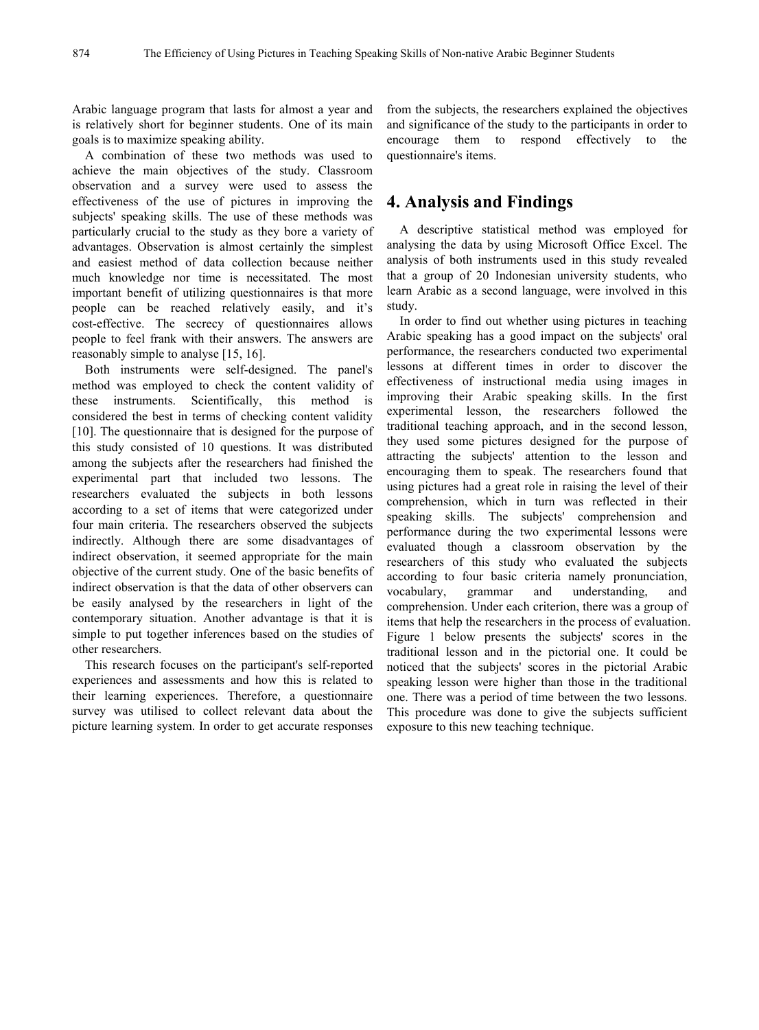Arabic language program that lasts for almost a year and is relatively short for beginner students. One of its main goals is to maximize speaking ability.

A combination of these two methods was used to achieve the main objectives of the study. Classroom observation and a survey were used to assess the effectiveness of the use of pictures in improving the subjects' speaking skills. The use of these methods was particularly crucial to the study as they bore a variety of advantages. Observation is almost certainly the simplest and easiest method of data collection because neither much knowledge nor time is necessitated. The most important benefit of utilizing questionnaires is that more people can be reached relatively easily, and it's cost-effective. The secrecy of questionnaires allows people to feel frank with their answers. The answers are reasonably simple to analyse [15, 16].

Both instruments were self-designed. The panel's method was employed to check the content validity of these instruments. Scientifically, this method is considered the best in terms of checking content validity [10]. The questionnaire that is designed for the purpose of this study consisted of 10 questions. It was distributed among the subjects after the researchers had finished the experimental part that included two lessons. The researchers evaluated the subjects in both lessons according to a set of items that were categorized under four main criteria. The researchers observed the subjects indirectly. Although there are some disadvantages of indirect observation, it seemed appropriate for the main objective of the current study. One of the basic benefits of indirect observation is that the data of other observers can be easily analysed by the researchers in light of the contemporary situation. Another advantage is that it is simple to put together inferences based on the studies of other researchers.

This research focuses on the participant's self-reported experiences and assessments and how this is related to their learning experiences. Therefore, a questionnaire survey was utilised to collect relevant data about the picture learning system. In order to get accurate responses from the subjects, the researchers explained the objectives and significance of the study to the participants in order to encourage them to respond effectively to the questionnaire's items.

# 4. Analysis and Findings

A descriptive statistical method was employed for analysing the data by using Microsoft Office Excel. The analysis of both instruments used in this study revealed that a group of 20 Indonesian university students, who learn Arabic as a second language, were involved in this study.

In order to find out whether using pictures in teaching Arabic speaking has a good impact on the subjects' oral performance, the researchers conducted two experimental lessons at different times in order to discover the effectiveness of instructional media using images in improving their Arabic speaking skills. In the first experimental lesson, the researchers followed the traditional teaching approach, and in the second lesson, they used some pictures designed for the purpose of attracting the subjects' attention to the lesson and encouraging them to speak. The researchers found that using pictures had a great role in raising the level of their comprehension, which in turn was reflected in their speaking skills. The subjects' comprehension and performance during the two experimental lessons were evaluated though a classroom observation by the researchers of this study who evaluated the subjects according to four basic criteria namely pronunciation, vocabulary, grammar and understanding, and comprehension. Under each criterion, there was a group of items that help the researchers in the process of evaluation. Figure 1 below presents the subjects' scores in the traditional lesson and in the pictorial one. It could be noticed that the subjects' scores in the pictorial Arabic speaking lesson were higher than those in the traditional one. There was a period of time between the two lessons. This procedure was done to give the subjects sufficient exposure to this new teaching technique.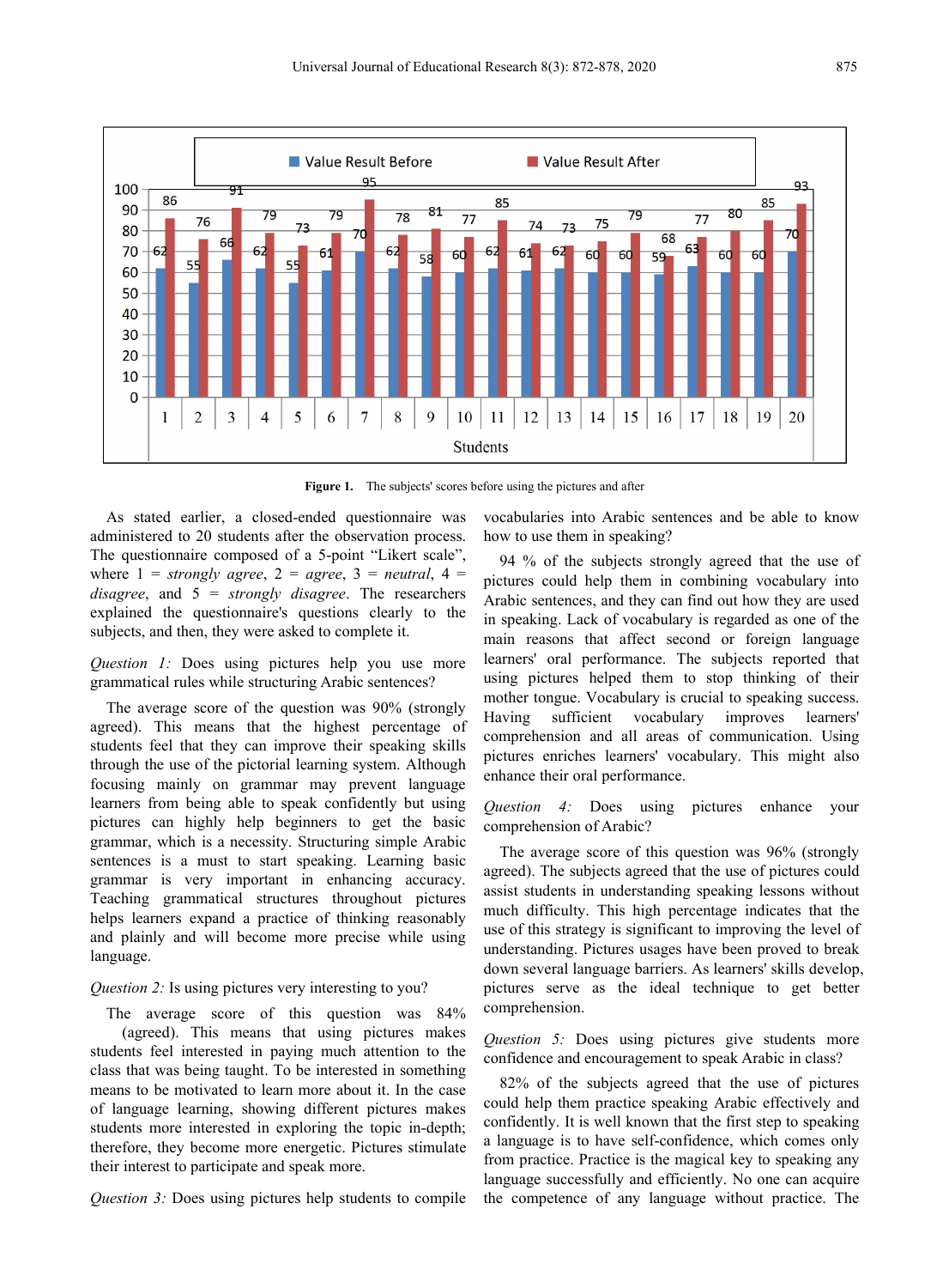| Students | Value Result Before | Value Result After |
|---|---|---|
| 1 | 62 | 86 |
| 2 | 55 | 76 |
| 3 | 66 | 91 |
| 4 | 62 | 79 |
| 5 | 55 | 73 |
| 6 | 61 | 79 |
| 7 | 70 | 95 |
| 8 | 62 | 78 |
| 9 | 58 | 81 |
| 10 | 60 | 77 |
| 11 | 62 | 85 |
| 12 | 61 | 74 |
| 13 | 62 | 73 |
| 14 | 60 | 75 |
| 15 | 60 | 79 |
| 16 | 59 | 68 |
| 17 | 63 | 77 |
| 18 | 60 | 80 |
| 19 | 60 | 85 |
| 20 | 70 | 93 |

**Figure 1.** The subjects' scores before using the pictures and after

As stated earlier, a closed-ended questionnaire was administered to 20 students after the observation process. The questionnaire composed of a 5-point "Likert scale", where 1 = *strongly agree*, 2 = *agree*, 3 = *neutral*, 4 = *disagree*, and 5 = *strongly disagree*. The researchers explained the questionnaire's questions clearly to the subjects, and then, they were asked to complete it.

*Question 1:* Does using pictures help you use more grammatical rules while structuring Arabic sentences?

The average score of the question was 90% (strongly agreed). This means that the highest percentage of students feel that they can improve their speaking skills through the use of the pictorial learning system. Although focusing mainly on grammar may prevent language learners from being able to speak confidently but using pictures can highly help beginners to get the basic grammar, which is a necessity. Structuring simple Arabic sentences is a must to start speaking. Learning basic grammar is very important in enhancing accuracy. Teaching grammatical structures throughout pictures helps learners expand a practice of thinking reasonably and plainly and will become more precise while using language.

*Question 2:* Is using pictures very interesting to you?

The average score of this question was 84% (agreed). This means that using pictures makes students feel interested in paying much attention to the class that was being taught. To be interested in something means to be motivated to learn more about it. In the case of language learning, showing different pictures makes students more interested in exploring the topic in-depth; therefore, they become more energetic. Pictures stimulate their interest to participate and speak more.

*Question 3:* Does using pictures help students to compile vocabularies into Arabic sentences and be able to know how to use them in speaking?

94 % of the subjects strongly agreed that the use of pictures could help them in combining vocabulary into Arabic sentences, and they can find out how they are used in speaking. Lack of vocabulary is regarded as one of the main reasons that affect second or foreign language learners' oral performance. The subjects reported that using pictures helped them to stop thinking of their mother tongue. Vocabulary is crucial to speaking success. Having sufficient vocabulary improves learners' comprehension and all areas of communication. Using pictures enriches learners' vocabulary. This might also enhance their oral performance.

*Question 4:* Does using pictures enhance your comprehension of Arabic?

The average score of this question was 96% (strongly agreed). The subjects agreed that the use of pictures could assist students in understanding speaking lessons without much difficulty. This high percentage indicates that the use of this strategy is significant to improving the level of understanding. Pictures usages have been proved to break down several language barriers. As learners' skills develop, pictures serve as the ideal technique to get better comprehension.

*Question 5:* Does using pictures give students more confidence and encouragement to speak Arabic in class?

82% of the subjects agreed that the use of pictures could help them practice speaking Arabic effectively and confidently. It is well known that the first step to speaking a language is to have self-confidence, which comes only from practice. Practice is the magical key to speaking any language successfully and efficiently. No one can acquire the competence of any language without practice. The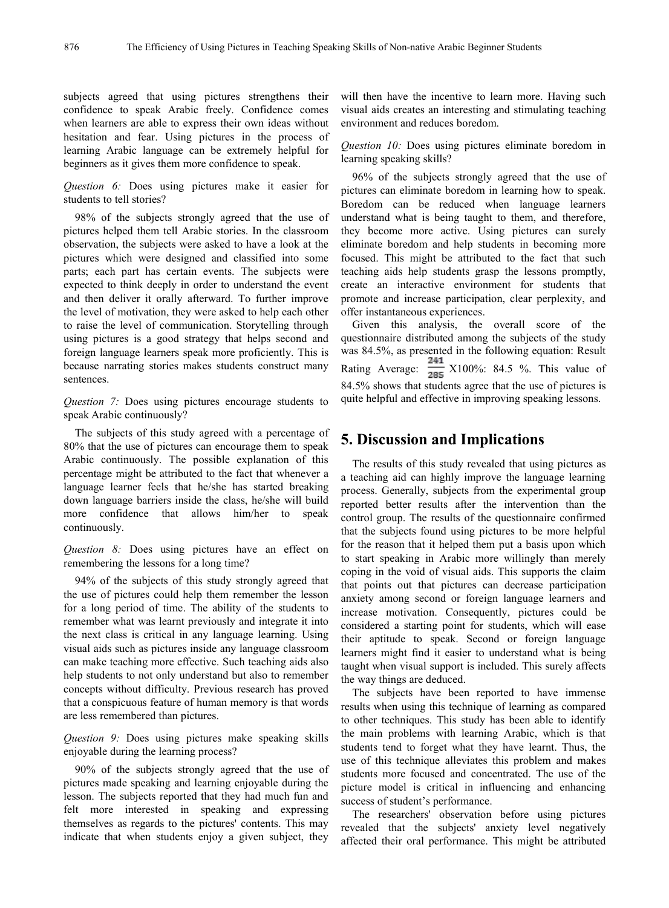subjects agreed that using pictures strengthens their confidence to speak Arabic freely. Confidence comes when learners are able to express their own ideas without hesitation and fear. Using pictures in the process of learning Arabic language can be extremely helpful for beginners as it gives them more confidence to speak.

*Question 6:* Does using pictures make it easier for students to tell stories?

98% of the subjects strongly agreed that the use of pictures helped them tell Arabic stories. In the classroom observation, the subjects were asked to have a look at the pictures which were designed and classified into some parts; each part has certain events. The subjects were expected to think deeply in order to understand the event and then deliver it orally afterward. To further improve the level of motivation, they were asked to help each other to raise the level of communication. Storytelling through using pictures is a good strategy that helps second and foreign language learners speak more proficiently. This is because narrating stories makes students construct many sentences.

*Question 7:* Does using pictures encourage students to speak Arabic continuously?

The subjects of this study agreed with a percentage of 80% that the use of pictures can encourage them to speak Arabic continuously. The possible explanation of this percentage might be attributed to the fact that whenever a language learner feels that he/she has started breaking down language barriers inside the class, he/she will build more confidence that allows him/her to speak continuously.

*Question 8:* Does using pictures have an effect on remembering the lessons for a long time?

94% of the subjects of this study strongly agreed that the use of pictures could help them remember the lesson for a long period of time. The ability of the students to remember what was learnt previously and integrate it into the next class is critical in any language learning. Using visual aids such as pictures inside any language classroom can make teaching more effective. Such teaching aids also help students to not only understand but also to remember concepts without difficulty. Previous research has proved that a conspicuous feature of human memory is that words are less remembered than pictures.

*Question 9:* Does using pictures make speaking skills enjoyable during the learning process?

90% of the subjects strongly agreed that the use of pictures made speaking and learning enjoyable during the lesson. The subjects reported that they had much fun and felt more interested in speaking and expressing themselves as regards to the pictures' contents. This may indicate that when students enjoy a given subject, they will then have the incentive to learn more. Having such visual aids creates an interesting and stimulating teaching environment and reduces boredom.

*Question 10:* Does using pictures eliminate boredom in learning speaking skills?

96% of the subjects strongly agreed that the use of pictures can eliminate boredom in learning how to speak. Boredom can be reduced when language learners understand what is being taught to them, and therefore, they become more active. Using pictures can surely eliminate boredom and help students in becoming more focused. This might be attributed to the fact that such teaching aids help students grasp the lessons promptly, create an interactive environment for students that promote and increase participation, clear perplexity, and offer instantaneous experiences.

Given this analysis, the overall score of the questionnaire distributed among the subjects of the study was 84.5%, as presented in the following equation: Result Rating Average: $\frac{241}{285}$ X100%: 84.5 %. This value of 84.5% shows that students agree that the use of pictures is quite helpful and effective in improving speaking lessons.

## 5. Discussion and Implications

The results of this study revealed that using pictures as a teaching aid can highly improve the language learning process. Generally, subjects from the experimental group reported better results after the intervention than the control group. The results of the questionnaire confirmed that the subjects found using pictures to be more helpful for the reason that it helped them put a basis upon which to start speaking in Arabic more willingly than merely coping in the void of visual aids. This supports the claim that points out that pictures can decrease participation anxiety among second or foreign language learners and increase motivation. Consequently, pictures could be considered a starting point for students, which will ease their aptitude to speak. Second or foreign language learners might find it easier to understand what is being taught when visual support is included. This surely affects the way things are deduced.

The subjects have been reported to have immense results when using this technique of learning as compared to other techniques. This study has been able to identify the main problems with learning Arabic, which is that students tend to forget what they have learnt. Thus, the use of this technique alleviates this problem and makes students more focused and concentrated. The use of the picture model is critical in influencing and enhancing success of student's performance.

The researchers' observation before using pictures revealed that the subjects' anxiety level negatively affected their oral performance. This might be attributed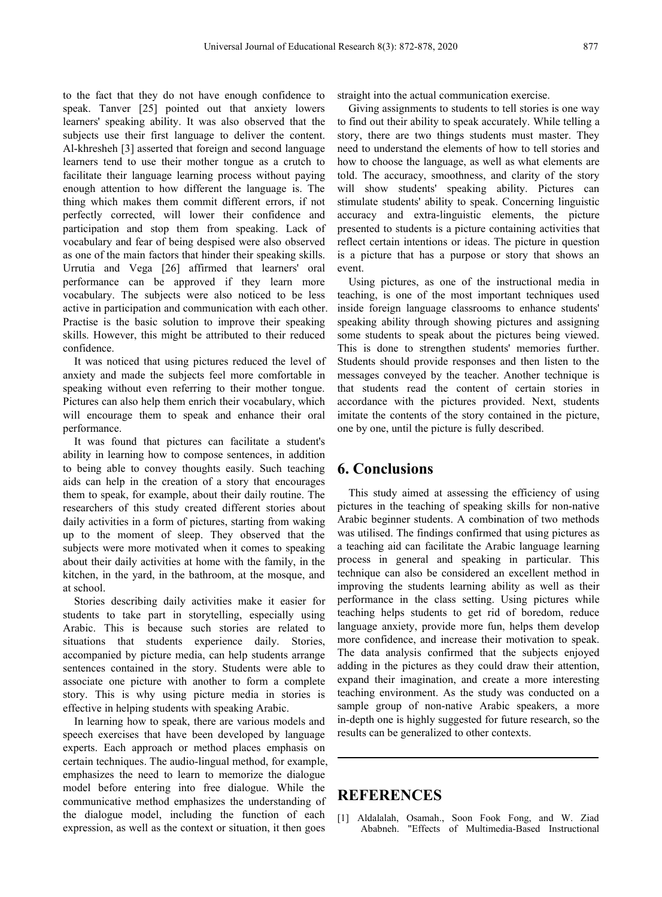to the fact that they do not have enough confidence to speak. Tanver [25] pointed out that anxiety lowers learners' speaking ability. It was also observed that the subjects use their first language to deliver the content. Al-khresheh [3] asserted that foreign and second language learners tend to use their mother tongue as a crutch to facilitate their language learning process without paying enough attention to how different the language is. The thing which makes them commit different errors, if not perfectly corrected, will lower their confidence and participation and stop them from speaking. Lack of vocabulary and fear of being despised were also observed as one of the main factors that hinder their speaking skills. Urrutia and Vega [26] affirmed that learners' oral performance can be approved if they learn more vocabulary. The subjects were also noticed to be less active in participation and communication with each other. Practise is the basic solution to improve their speaking skills. However, this might be attributed to their reduced confidence.

It was noticed that using pictures reduced the level of anxiety and made the subjects feel more comfortable in speaking without even referring to their mother tongue. Pictures can also help them enrich their vocabulary, which will encourage them to speak and enhance their oral performance.

It was found that pictures can facilitate a student's ability in learning how to compose sentences, in addition to being able to convey thoughts easily. Such teaching aids can help in the creation of a story that encourages them to speak, for example, about their daily routine. The researchers of this study created different stories about daily activities in a form of pictures, starting from waking up to the moment of sleep. They observed that the subjects were more motivated when it comes to speaking about their daily activities at home with the family, in the kitchen, in the yard, in the bathroom, at the mosque, and at school.

Stories describing daily activities make it easier for students to take part in storytelling, especially using Arabic. This is because such stories are related to situations that students experience daily. Stories, accompanied by picture media, can help students arrange sentences contained in the story. Students were able to associate one picture with another to form a complete story. This is why using picture media in stories is effective in helping students with speaking Arabic.

In learning how to speak, there are various models and speech exercises that have been developed by language experts. Each approach or method places emphasis on certain techniques. The audio-lingual method, for example, emphasizes the need to learn to memorize the dialogue model before entering into free dialogue. While the communicative method emphasizes the understanding of the dialogue model, including the function of each expression, as well as the context or situation, it then goes straight into the actual communication exercise.

Giving assignments to students to tell stories is one way to find out their ability to speak accurately. While telling a story, there are two things students must master. They need to understand the elements of how to tell stories and how to choose the language, as well as what elements are told. The accuracy, smoothness, and clarity of the story will show students' speaking ability. Pictures can stimulate students' ability to speak. Concerning linguistic accuracy and extra-linguistic elements, the picture presented to students is a picture containing activities that reflect certain intentions or ideas. The picture in question is a picture that has a purpose or story that shows an event.

Using pictures, as one of the instructional media in teaching, is one of the most important techniques used inside foreign language classrooms to enhance students' speaking ability through showing pictures and assigning some students to speak about the pictures being viewed. This is done to strengthen students' memories further. Students should provide responses and then listen to the messages conveyed by the teacher. Another technique is that students read the content of certain stories in accordance with the pictures provided. Next, students imitate the contents of the story contained in the picture, one by one, until the picture is fully described.

## 6. Conclusions

This study aimed at assessing the efficiency of using pictures in the teaching of speaking skills for non-native Arabic beginner students. A combination of two methods was utilised. The findings confirmed that using pictures as a teaching aid can facilitate the Arabic language learning process in general and speaking in particular. This technique can also be considered an excellent method in improving the students learning ability as well as their performance in the class setting. Using pictures while teaching helps students to get rid of boredom, reduce language anxiety, provide more fun, helps them develop more confidence, and increase their motivation to speak. The data analysis confirmed that the subjects enjoyed adding in the pictures as they could draw their attention, expand their imagination, and create a more interesting teaching environment. As the study was conducted on a sample group of non-native Arabic speakers, a more in-depth one is highly suggested for future research, so the results can be generalized to other contexts.

## REFERENCES

[1] Aldalalah, Osamah., Soon Fook Fong, and W. Ziad Ababneh. "Effects of Multimedia-Based Instructional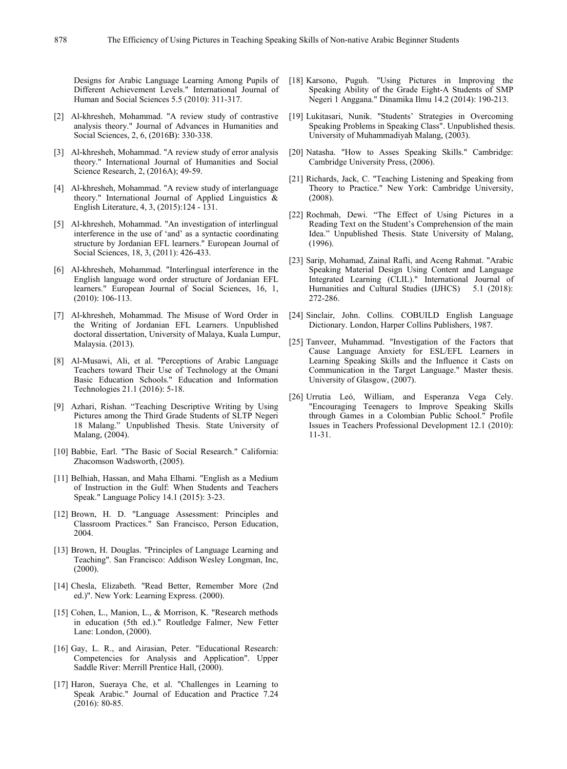Designs for Arabic Language Learning Among Pupils of Different Achievement Levels." International Journal of Human and Social Sciences 5.5 (2010): 311-317.

[2] Al-khresheh, Mohammad. "A review study of contrastive analysis theory." Journal of Advances in Humanities and Social Sciences, 2, 6, (2016B): 330-338.

[3] Al-khresheh, Mohammad. "A review study of error analysis theory." International Journal of Humanities and Social Science Research, 2, (2016A); 49-59.

[4] Al-khresheh, Mohammad. "A review study of interlanguage theory." International Journal of Applied Linguistics & English Literature, 4, 3, (2015):124 - 131.

[5] Al-khresheh, Mohammad. "An investigation of interlingual interference in the use of 'and' as a syntactic coordinating structure by Jordanian EFL learners." European Journal of Social Sciences, 18, 3, (2011): 426-433.

[6] Al-khresheh, Mohammad. "Interlingual interference in the English language word order structure of Jordanian EFL learners." European Journal of Social Sciences, 16, 1, (2010): 106-113.

[7] Al-khresheh, Mohammad. The Misuse of Word Order in the Writing of Jordanian EFL Learners. Unpublished doctoral dissertation, University of Malaya, Kuala Lumpur, Malaysia. (2013).

[8] Al-Musawi, Ali, et al. "Perceptions of Arabic Language Teachers toward Their Use of Technology at the Omani Basic Education Schools." Education and Information Technologies 21.1 (2016): 5-18.

[9] Azhari, Rishan. "Teaching Descriptive Writing by Using Pictures among the Third Grade Students of SLTP Negeri 18 Malang." Unpublished Thesis. State University of Malang, (2004).

[10] Babbie, Earl. "The Basic of Social Research." California: Zhacomson Wadsworth, (2005).

[11] Belhiah, Hassan, and Maha Elhami. "English as a Medium of Instruction in the Gulf: When Students and Teachers Speak." Language Policy 14.1 (2015): 3-23.

[12] Brown, H. D. "Language Assessment: Principles and Classroom Practices." San Francisco, Person Education, 2004.

[13] Brown, H. Douglas. "Principles of Language Learning and Teaching". San Francisco: Addison Wesley Longman, Inc, (2000).

[14] Chesla, Elizabeth. "Read Better, Remember More (2nd ed.)". New York: Learning Express. (2000).

[15] Cohen, L., Manion, L., & Morrison, K. "Research methods in education (5th ed.)." Routledge Falmer, New Fetter Lane: London, (2000).

[16] Gay, L. R., and Airasian, Peter. "Educational Research: Competencies for Analysis and Application". Upper Saddle River: Merrill Prentice Hall, (2000).

[17] Haron, Sueraya Che, et al. "Challenges in Learning to Speak Arabic." Journal of Education and Practice 7.24 (2016): 80-85.

[18] Karsono, Puguh. "Using Pictures in Improving the Speaking Ability of the Grade Eight-A Students of SMP Negeri 1 Anggana." Dinamika Ilmu 14.2 (2014): 190-213.

[19] Lukitasari, Nunik. "Students' Strategies in Overcoming Speaking Problems in Speaking Class". Unpublished thesis. University of Muhammadiyah Malang, (2003).

[20] Natasha. "How to Asses Speaking Skills." Cambridge: Cambridge University Press, (2006).

[21] Richards, Jack, C. "Teaching Listening and Speaking from Theory to Practice." New York: Cambridge University, (2008).

[22] Rochmah, Dewi. "The Effect of Using Pictures in a Reading Text on the Student's Comprehension of the main Idea." Unpublished Thesis. State University of Malang, (1996).

[23] Sarip, Mohamad, Zainal Rafli, and Aceng Rahmat. "Arabic Speaking Material Design Using Content and Language Integrated Learning (CLIL)." International Journal of Humanities and Cultural Studies (IJHCS) 5.1 (2018): 272-286.

[24] Sinclair, John. Collins. COBUILD English Language Dictionary. London, Harper Collins Publishers, 1987.

[25] Tanveer, Muhammad. "Investigation of the Factors that Cause Language Anxiety for ESL/EFL Learners in Learning Speaking Skills and the Influence it Casts on Communication in the Target Language." Master thesis. University of Glasgow, (2007).

[26] Urrutia Leó, William, and Esperanza Vega Cely. "Encouraging Teenagers to Improve Speaking Skills through Games in a Colombian Public School." Profile Issues in Teachers Professional Development 12.1 (2010): 11-31.